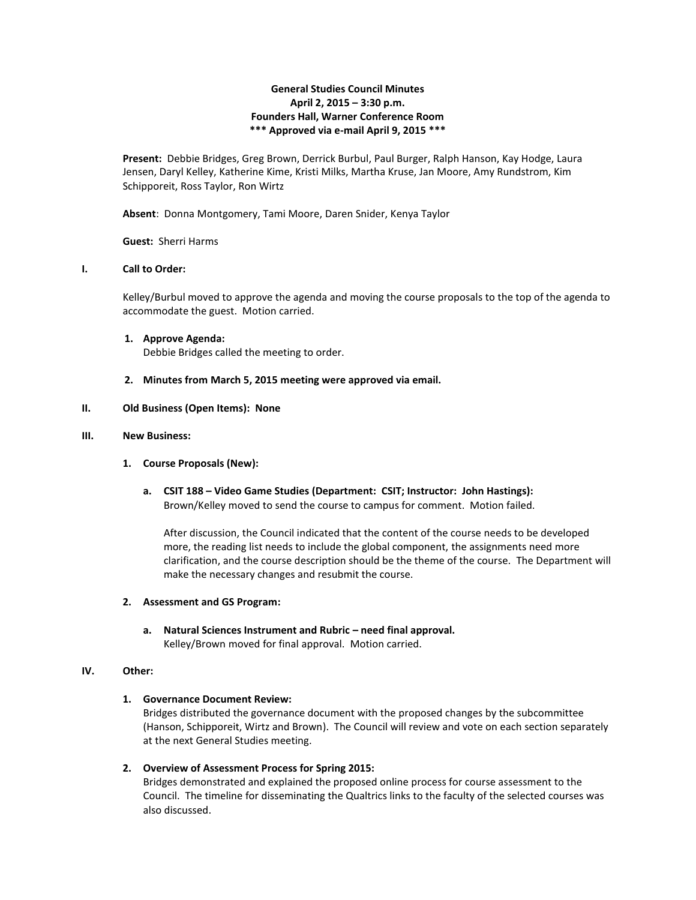**General Studies Council Minutes**
**April 2, 2015 – 3:30 p.m.**
**Founders Hall, Warner Conference Room**
**\*\*\* Approved via e-mail April 9, 2015 \*\*\***

**Present:** Debbie Bridges, Greg Brown, Derrick Burbul, Paul Burger, Ralph Hanson, Kay Hodge, Laura Jensen, Daryl Kelley, Katherine Kime, Kristi Milks, Martha Kruse, Jan Moore, Amy Rundstrom, Kim Schipporeit, Ross Taylor, Ron Wirtz

**Absent**: Donna Montgomery, Tami Moore, Daren Snider, Kenya Taylor

**Guest:** Sherri Harms

## I. Call to Order:

Kelley/Burbul moved to approve the agenda and moving the course proposals to the top of the agenda to accommodate the guest. Motion carried.

1. **Approve Agenda:**
   Debbie Bridges called the meeting to order.

2. **Minutes from March 5, 2015 meeting were approved via email.**

## II. Old Business (Open Items): None

## III. New Business:

1. **Course Proposals (New):**

   a. **CSIT 188 – Video Game Studies (Department: CSIT; Instructor: John Hastings):**
   Brown/Kelley moved to send the course to campus for comment. Motion failed.

   After discussion, the Council indicated that the content of the course needs to be developed more, the reading list needs to include the global component, the assignments need more clarification, and the course description should be the theme of the course. The Department will make the necessary changes and resubmit the course.

2. **Assessment and GS Program:**

   a. **Natural Sciences Instrument and Rubric – need final approval.**
   Kelley/Brown moved for final approval. Motion carried.

## IV. Other:

1. **Governance Document Review:**
   Bridges distributed the governance document with the proposed changes by the subcommittee (Hanson, Schipporeit, Wirtz and Brown). The Council will review and vote on each section separately at the next General Studies meeting.

2. **Overview of Assessment Process for Spring 2015:**
   Bridges demonstrated and explained the proposed online process for course assessment to the Council. The timeline for disseminating the Qualtrics links to the faculty of the selected courses was also discussed.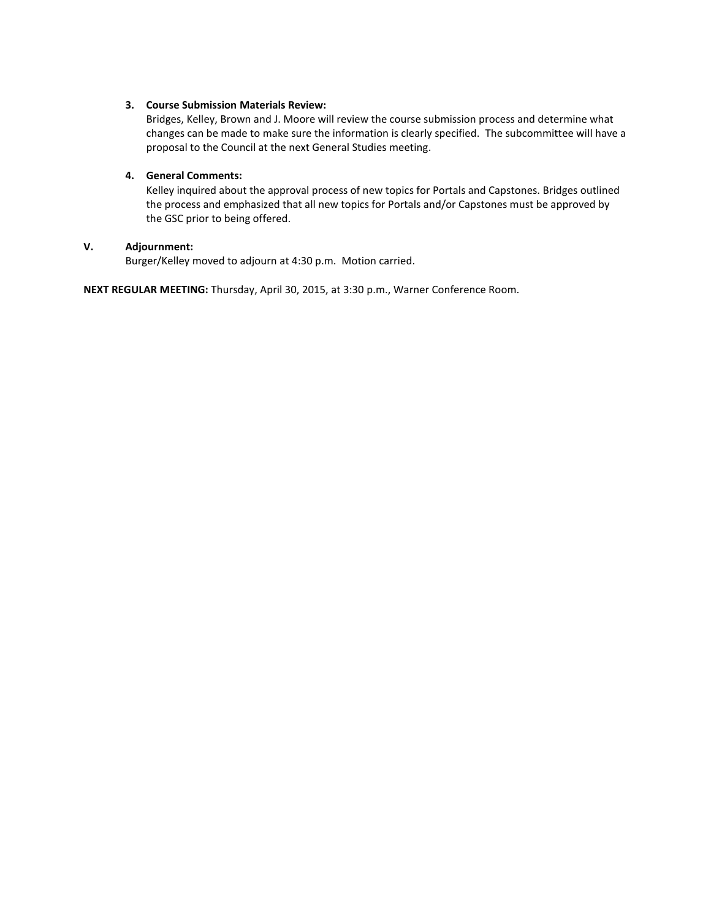3. **Course Submission Materials Review:**
   Bridges, Kelley, Brown and J. Moore will review the course submission process and determine what changes can be made to make sure the information is clearly specified. The subcommittee will have a proposal to the Council at the next General Studies meeting.

4. **General Comments:**
   Kelley inquired about the approval process of new topics for Portals and Capstones. Bridges outlined the process and emphasized that all new topics for Portals and/or Capstones must be approved by the GSC prior to being offered.

**V. Adjournment:**
Burger/Kelley moved to adjourn at 4:30 p.m. Motion carried.

**NEXT REGULAR MEETING:** Thursday, April 30, 2015, at 3:30 p.m., Warner Conference Room.